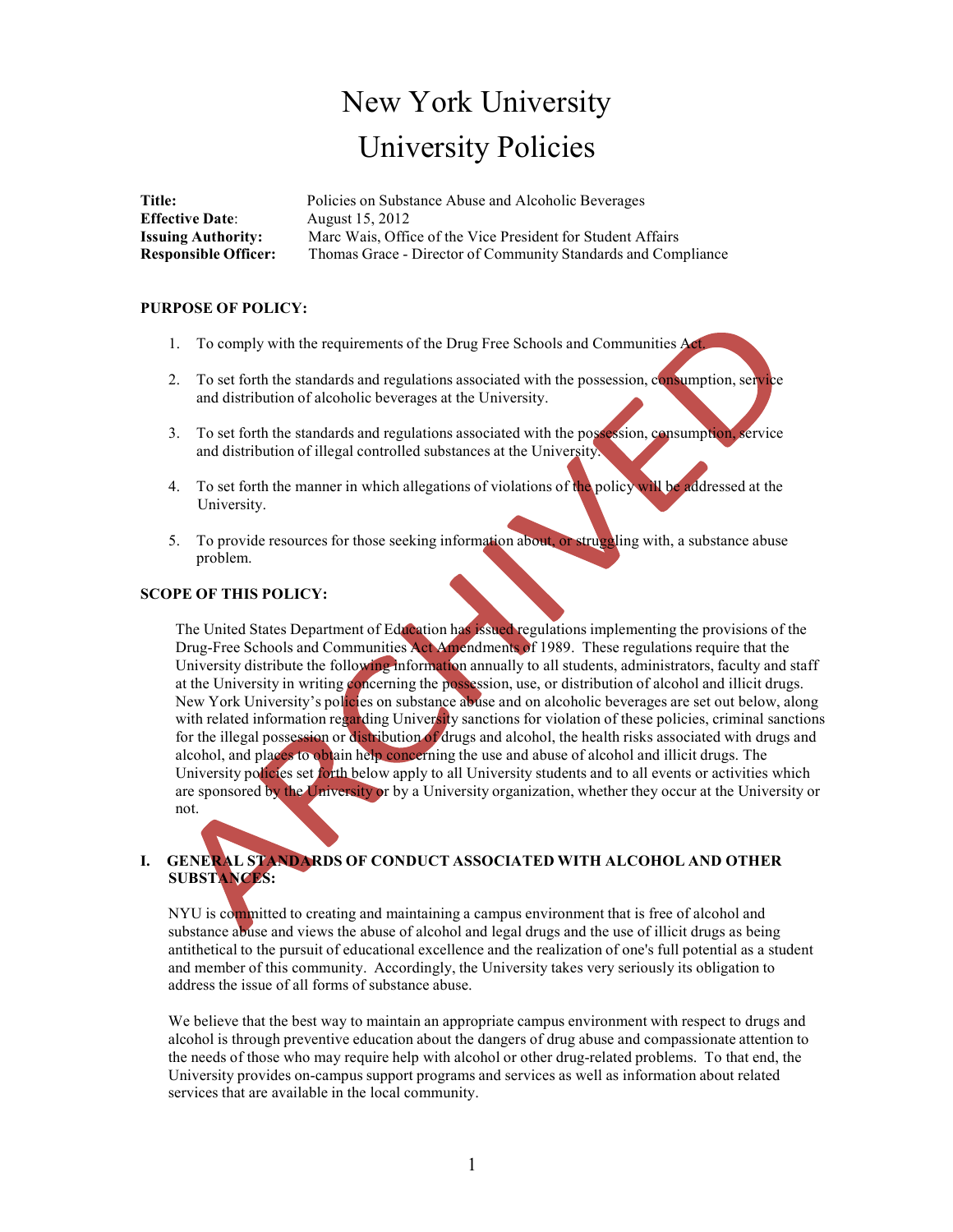# New York University
# University Policies

**Title:** Policies on Substance Abuse and Alcoholic Beverages
**Effective Date**: August 15, 2012
**Issuing Authority:** Marc Wais, Office of the Vice President for Student Affairs
**Responsible Officer:** Thomas Grace - Director of Community Standards and Compliance

**PURPOSE OF POLICY:**

1. To comply with the requirements of the Drug Free Schools and Communities Act.
2. To set forth the standards and regulations associated with the possession, consumption, service and distribution of alcoholic beverages at the University.
3. To set forth the standards and regulations associated with the possession, consumption, service and distribution of illegal controlled substances at the University.
4. To set forth the manner in which allegations of violations of the policy will be addressed at the University.
5. To provide resources for those seeking information about, or struggling with, a substance abuse problem.

**SCOPE OF THIS POLICY:**

The United States Department of Education has issued regulations implementing the provisions of the Drug-Free Schools and Communities Act Amendments of 1989. These regulations require that the University distribute the following information annually to all students, administrators, faculty and staff at the University in writing concerning the possession, use, or distribution of alcohol and illicit drugs. New York University's policies on substance abuse and on alcoholic beverages are set out below, along with related information regarding University sanctions for violation of these policies, criminal sanctions for the illegal possession or distribution of drugs and alcohol, the health risks associated with drugs and alcohol, and places to obtain help concerning the use and abuse of alcohol and illicit drugs. The University policies set forth below apply to all University students and to all events or activities which are sponsored by the University or by a University organization, whether they occur at the University or not.

## I. GENERAL STANDARDS OF CONDUCT ASSOCIATED WITH ALCOHOL AND OTHER SUBSTANCES:

NYU is committed to creating and maintaining a campus environment that is free of alcohol and substance abuse and views the abuse of alcohol and legal drugs and the use of illicit drugs as being antithetical to the pursuit of educational excellence and the realization of one's full potential as a student and member of this community. Accordingly, the University takes very seriously its obligation to address the issue of all forms of substance abuse.

We believe that the best way to maintain an appropriate campus environment with respect to drugs and alcohol is through preventive education about the dangers of drug abuse and compassionate attention to the needs of those who may require help with alcohol or other drug-related problems. To that end, the University provides on-campus support programs and services as well as information about related services that are available in the local community.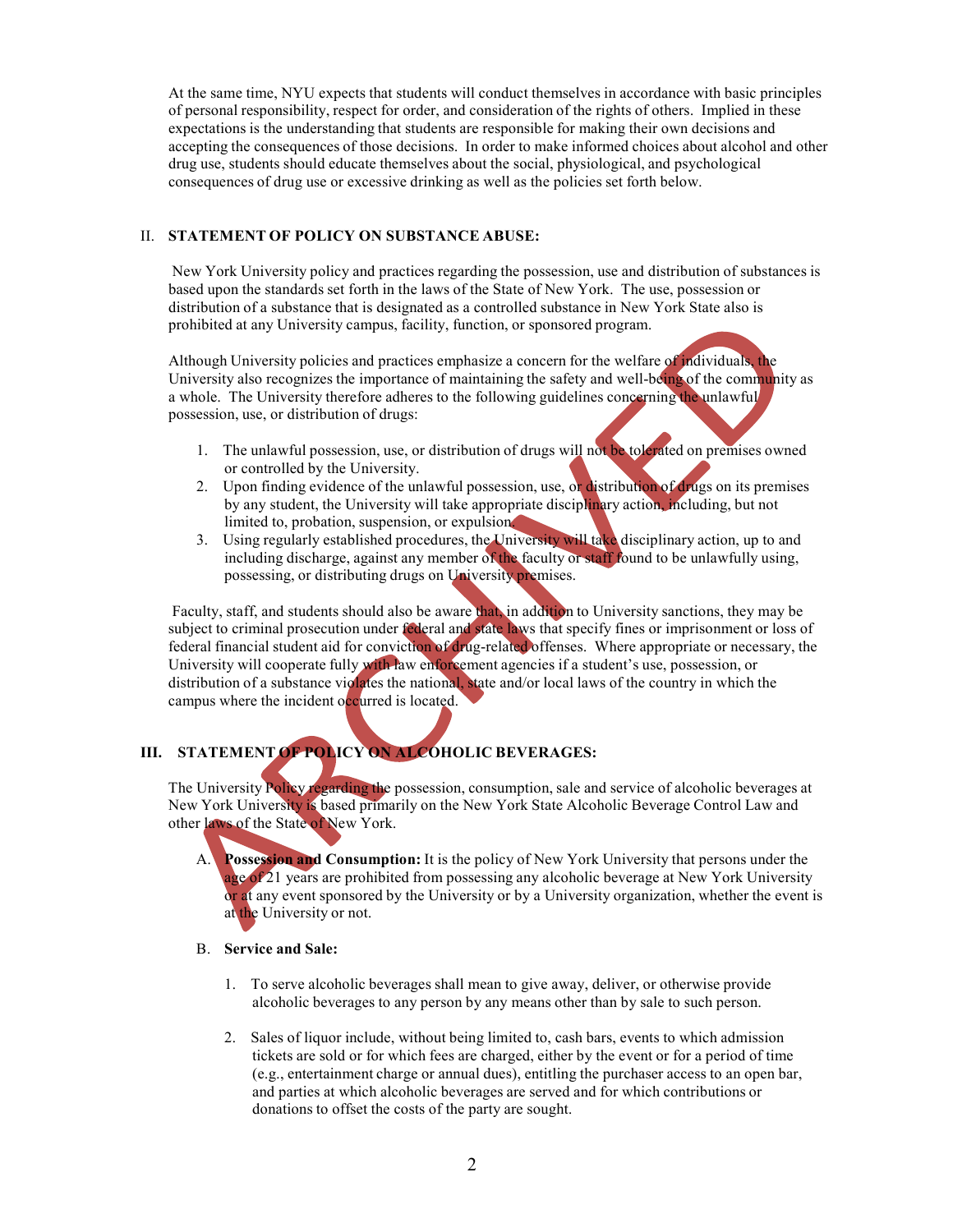At the same time, NYU expects that students will conduct themselves in accordance with basic principles of personal responsibility, respect for order, and consideration of the rights of others. Implied in these expectations is the understanding that students are responsible for making their own decisions and accepting the consequences of those decisions. In order to make informed choices about alcohol and other drug use, students should educate themselves about the social, physiological, and psychological consequences of drug use or excessive drinking as well as the policies set forth below.

## II. STATEMENT OF POLICY ON SUBSTANCE ABUSE:

New York University policy and practices regarding the possession, use and distribution of substances is based upon the standards set forth in the laws of the State of New York. The use, possession or distribution of a substance that is designated as a controlled substance in New York State also is prohibited at any University campus, facility, function, or sponsored program.

Although University policies and practices emphasize a concern for the welfare of individuals, the University also recognizes the importance of maintaining the safety and well-being of the community as a whole. The University therefore adheres to the following guidelines concerning the unlawful possession, use, or distribution of drugs:

1. The unlawful possession, use, or distribution of drugs will not be tolerated on premises owned or controlled by the University.
2. Upon finding evidence of the unlawful possession, use, or distribution of drugs on its premises by any student, the University will take appropriate disciplinary action, including, but not limited to, probation, suspension, or expulsion.
3. Using regularly established procedures, the University will take disciplinary action, up to and including discharge, against any member of the faculty or staff found to be unlawfully using, possessing, or distributing drugs on University premises.

Faculty, staff, and students should also be aware that, in addition to University sanctions, they may be subject to criminal prosecution under federal and state laws that specify fines or imprisonment or loss of federal financial student aid for conviction of drug-related offenses. Where appropriate or necessary, the University will cooperate fully with law enforcement agencies if a student's use, possession, or distribution of a substance violates the national, state and/or local laws of the country in which the campus where the incident occurred is located.

## III. STATEMENT OF POLICY ON ALCOHOLIC BEVERAGES:

The University Policy regarding the possession, consumption, sale and service of alcoholic beverages at New York University is based primarily on the New York State Alcoholic Beverage Control Law and other laws of the State of New York.

A. **Possession and Consumption:** It is the policy of New York University that persons under the age of 21 years are prohibited from possessing any alcoholic beverage at New York University or at any event sponsored by the University or by a University organization, whether the event is at the University or not.

B. **Service and Sale:**

1. To serve alcoholic beverages shall mean to give away, deliver, or otherwise provide alcoholic beverages to any person by any means other than by sale to such person.

2. Sales of liquor include, without being limited to, cash bars, events to which admission tickets are sold or for which fees are charged, either by the event or for a period of time (e.g., entertainment charge or annual dues), entitling the purchaser access to an open bar, and parties at which alcoholic beverages are served and for which contributions or donations to offset the costs of the party are sought.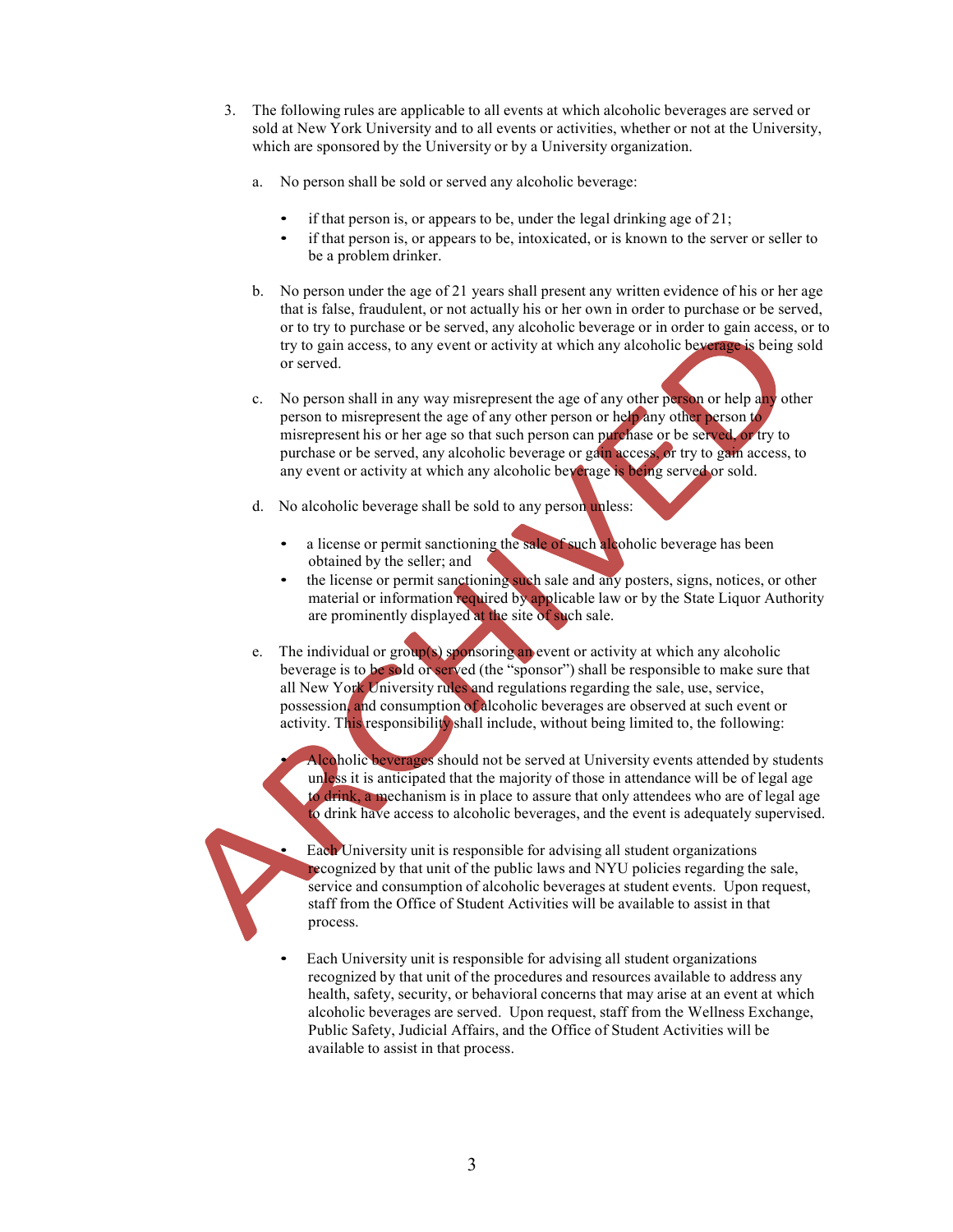3. The following rules are applicable to all events at which alcoholic beverages are served or sold at New York University and to all events or activities, whether or not at the University, which are sponsored by the University or by a University organization.

   a. No person shall be sold or served any alcoholic beverage:

      - if that person is, or appears to be, under the legal drinking age of 21;
      - if that person is, or appears to be, intoxicated, or is known to the server or seller to be a problem drinker.

   b. No person under the age of 21 years shall present any written evidence of his or her age that is false, fraudulent, or not actually his or her own in order to purchase or be served, or to try to purchase or be served, any alcoholic beverage or in order to gain access, or to try to gain access, to any event or activity at which any alcoholic beverage is being sold or served.

   c. No person shall in any way misrepresent the age of any other person or help any other person to misrepresent the age of any other person or help any other person to misrepresent his or her age so that such person can purchase or be served, or try to purchase or be served, any alcoholic beverage or gain access, or try to gain access, to any event or activity at which any alcoholic beverage is being served or sold.

   d. No alcoholic beverage shall be sold to any person unless:

      - a license or permit sanctioning the sale of such alcoholic beverage has been obtained by the seller; and
      - the license or permit sanctioning such sale and any posters, signs, notices, or other material or information required by applicable law or by the State Liquor Authority are prominently displayed at the site of such sale.

   e. The individual or group(s) sponsoring an event or activity at which any alcoholic beverage is to be sold or served (the "sponsor") shall be responsible to make sure that all New York University rules and regulations regarding the sale, use, service, possession, and consumption of alcoholic beverages are observed at such event or activity. This responsibility shall include, without being limited to, the following:

      - Alcoholic beverages should not be served at University events attended by students unless it is anticipated that the majority of those in attendance will be of legal age to drink, a mechanism is in place to assure that only attendees who are of legal age to drink have access to alcoholic beverages, and the event is adequately supervised.

      - Each University unit is responsible for advising all student organizations recognized by that unit of the public laws and NYU policies regarding the sale, service and consumption of alcoholic beverages at student events. Upon request, staff from the Office of Student Activities will be available to assist in that process.

      - Each University unit is responsible for advising all student organizations recognized by that unit of the procedures and resources available to address any health, safety, security, or behavioral concerns that may arise at an event at which alcoholic beverages are served. Upon request, staff from the Wellness Exchange, Public Safety, Judicial Affairs, and the Office of Student Activities will be available to assist in that process.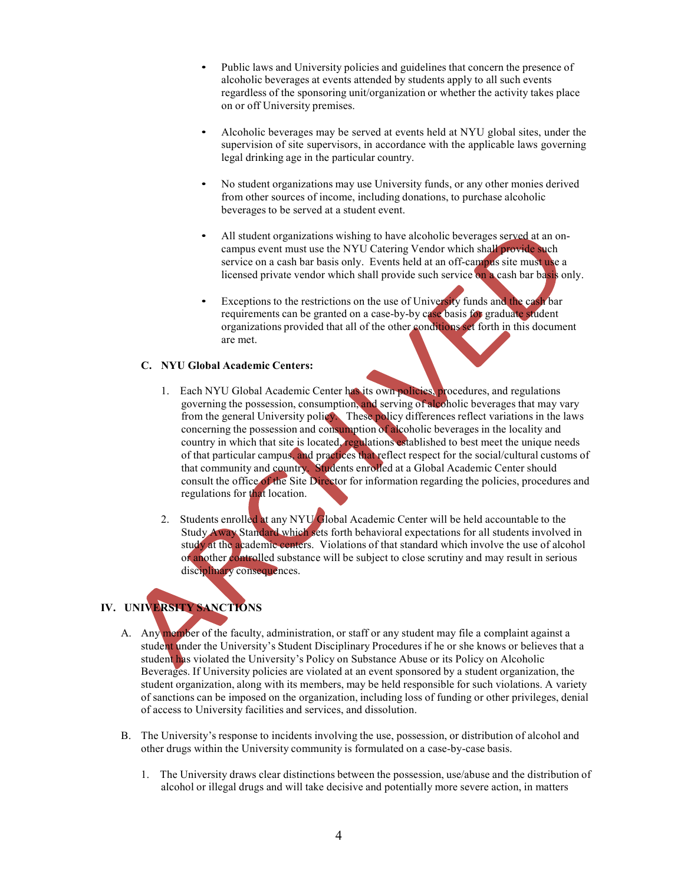- Public laws and University policies and guidelines that concern the presence of alcoholic beverages at events attended by students apply to all such events regardless of the sponsoring unit/organization or whether the activity takes place on or off University premises.

- Alcoholic beverages may be served at events held at NYU global sites, under the supervision of site supervisors, in accordance with the applicable laws governing legal drinking age in the particular country.

- No student organizations may use University funds, or any other monies derived from other sources of income, including donations, to purchase alcoholic beverages to be served at a student event.

- All student organizations wishing to have alcoholic beverages served at an on-campus event must use the NYU Catering Vendor which shall provide such service on a cash bar basis only. Events held at an off-campus site must use a licensed private vendor which shall provide such service on a cash bar basis only.

- Exceptions to the restrictions on the use of University funds and the cash bar requirements can be granted on a case-by-by case basis for graduate student organizations provided that all of the other conditions set forth in this document are met.

**C. NYU Global Academic Centers:**

1. Each NYU Global Academic Center has its own policies, procedures, and regulations governing the possession, consumption, and serving of alcoholic beverages that may vary from the general University policy. These policy differences reflect variations in the laws concerning the possession and consumption of alcoholic beverages in the locality and country in which that site is located, regulations established to best meet the unique needs of that particular campus, and practices that reflect respect for the social/cultural customs of that community and country. Students enrolled at a Global Academic Center should consult the office of the Site Director for information regarding the policies, procedures and regulations for that location.

2. Students enrolled at any NYU Global Academic Center will be held accountable to the Study Away Standard which sets forth behavioral expectations for all students involved in study at the academic centers. Violations of that standard which involve the use of alcohol or another controlled substance will be subject to close scrutiny and may result in serious disciplinary consequences.

## IV. UNIVERSITY SANCTIONS

A. Any member of the faculty, administration, or staff or any student may file a complaint against a student under the University's Student Disciplinary Procedures if he or she knows or believes that a student has violated the University's Policy on Substance Abuse or its Policy on Alcoholic Beverages. If University policies are violated at an event sponsored by a student organization, the student organization, along with its members, may be held responsible for such violations. A variety of sanctions can be imposed on the organization, including loss of funding or other privileges, denial of access to University facilities and services, and dissolution.

B. The University's response to incidents involving the use, possession, or distribution of alcohol and other drugs within the University community is formulated on a case-by-case basis.

1. The University draws clear distinctions between the possession, use/abuse and the distribution of alcohol or illegal drugs and will take decisive and potentially more severe action, in matters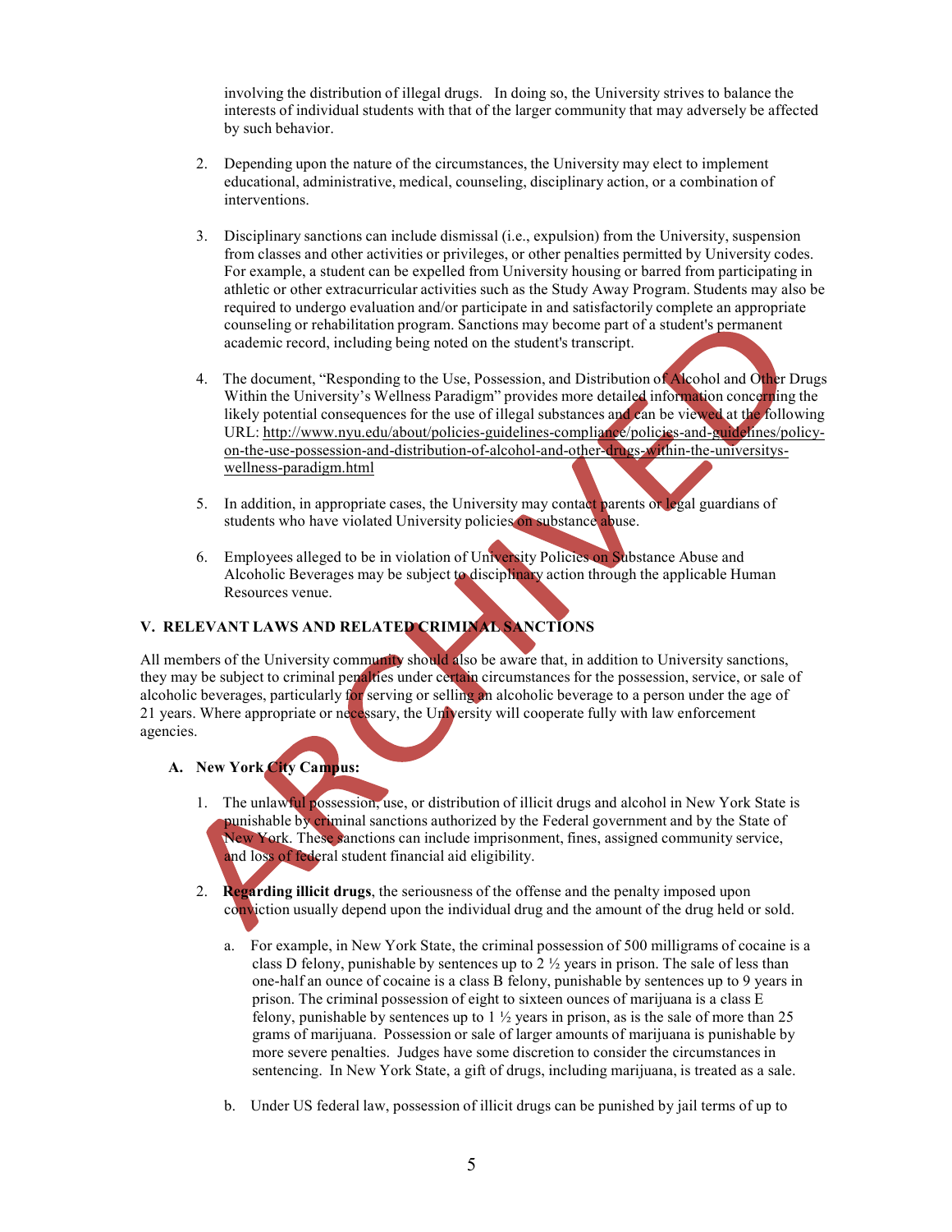involving the distribution of illegal drugs. In doing so, the University strives to balance the interests of individual students with that of the larger community that may adversely be affected by such behavior.

2. Depending upon the nature of the circumstances, the University may elect to implement educational, administrative, medical, counseling, disciplinary action, or a combination of interventions.

3. Disciplinary sanctions can include dismissal (i.e., expulsion) from the University, suspension from classes and other activities or privileges, or other penalties permitted by University codes. For example, a student can be expelled from University housing or barred from participating in athletic or other extracurricular activities such as the Study Away Program. Students may also be required to undergo evaluation and/or participate in and satisfactorily complete an appropriate counseling or rehabilitation program. Sanctions may become part of a student's permanent academic record, including being noted on the student's transcript.

4. The document, "Responding to the Use, Possession, and Distribution of Alcohol and Other Drugs Within the University's Wellness Paradigm" provides more detailed information concerning the likely potential consequences for the use of illegal substances and can be viewed at the following URL: http://www.nyu.edu/about/policies-guidelines-compliance/policies-and-guidelines/policy-on-the-use-possession-and-distribution-of-alcohol-and-other-drugs-within-the-universitys-wellness-paradigm.html

5. In addition, in appropriate cases, the University may contact parents or legal guardians of students who have violated University policies on substance abuse.

6. Employees alleged to be in violation of University Policies on Substance Abuse and Alcoholic Beverages may be subject to disciplinary action through the applicable Human Resources venue.

## V. RELEVANT LAWS AND RELATED CRIMINAL SANCTIONS

All members of the University community should also be aware that, in addition to University sanctions, they may be subject to criminal penalties under certain circumstances for the possession, service, or sale of alcoholic beverages, particularly for serving or selling an alcoholic beverage to a person under the age of 21 years. Where appropriate or necessary, the University will cooperate fully with law enforcement agencies.

### A. New York City Campus:

1. The unlawful possession, use, or distribution of illicit drugs and alcohol in New York State is punishable by criminal sanctions authorized by the Federal government and by the State of New York. These sanctions can include imprisonment, fines, assigned community service, and loss of federal student financial aid eligibility.

2. **Regarding illicit drugs**, the seriousness of the offense and the penalty imposed upon conviction usually depend upon the individual drug and the amount of the drug held or sold.

   a. For example, in New York State, the criminal possession of 500 milligrams of cocaine is a class D felony, punishable by sentences up to 2 ½ years in prison. The sale of less than one-half an ounce of cocaine is a class B felony, punishable by sentences up to 9 years in prison. The criminal possession of eight to sixteen ounces of marijuana is a class E felony, punishable by sentences up to 1 ½ years in prison, as is the sale of more than 25 grams of marijuana. Possession or sale of larger amounts of marijuana is punishable by more severe penalties. Judges have some discretion to consider the circumstances in sentencing. In New York State, a gift of drugs, including marijuana, is treated as a sale.

   b. Under US federal law, possession of illicit drugs can be punished by jail terms of up to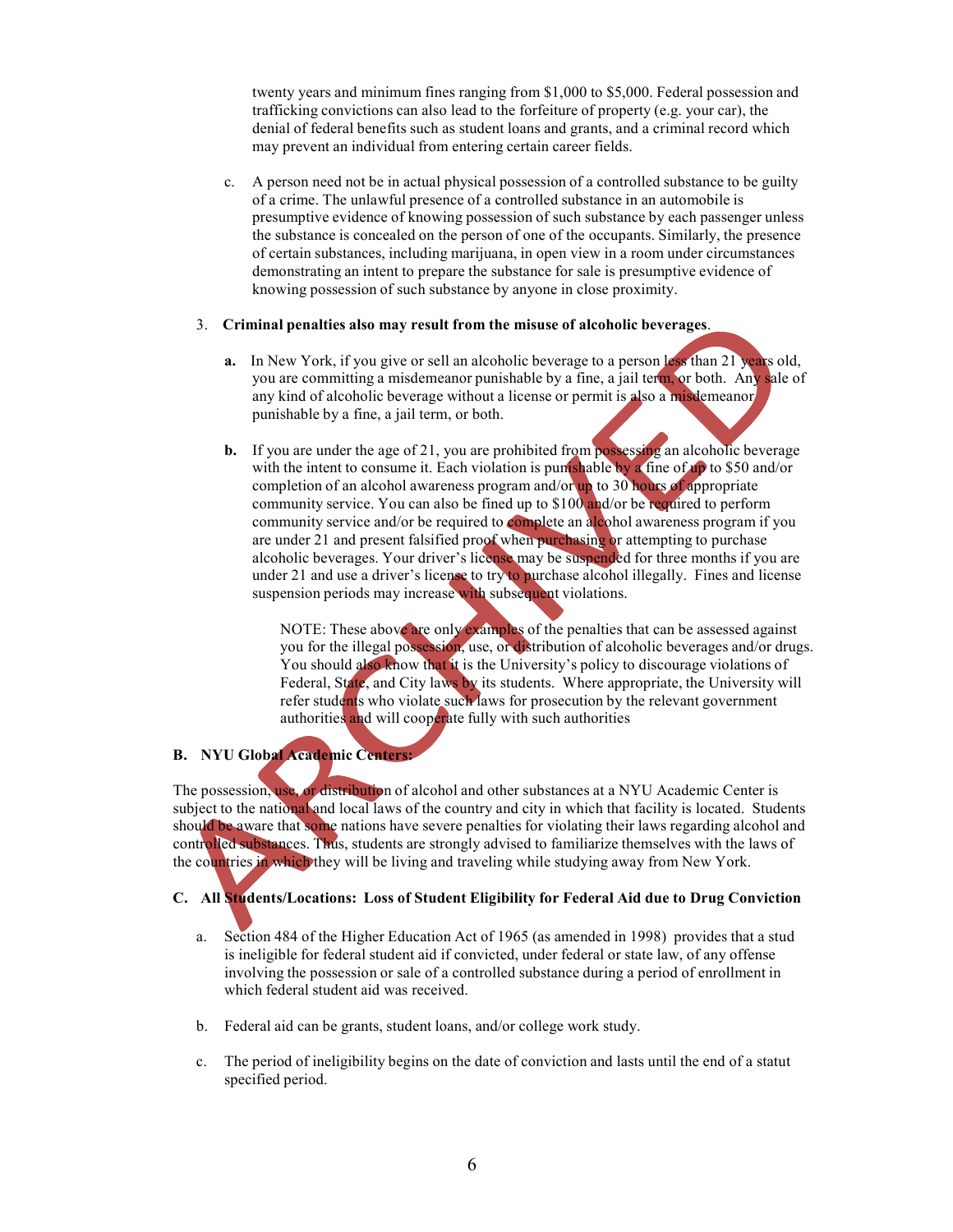twenty years and minimum fines ranging from $1,000 to $5,000. Federal possession and trafficking convictions can also lead to the forfeiture of property (e.g. your car), the denial of federal benefits such as student loans and grants, and a criminal record which may prevent an individual from entering certain career fields.

c. A person need not be in actual physical possession of a controlled substance to be guilty of a crime. The unlawful presence of a controlled substance in an automobile is presumptive evidence of knowing possession of such substance by each passenger unless the substance is concealed on the person of one of the occupants. Similarly, the presence of certain substances, including marijuana, in open view in a room under circumstances demonstrating an intent to prepare the substance for sale is presumptive evidence of knowing possession of such substance by anyone in close proximity.

3. **Criminal penalties also may result from the misuse of alcoholic beverages**.

**a.** In New York, if you give or sell an alcoholic beverage to a person less than 21 years old, you are committing a misdemeanor punishable by a fine, a jail term, or both. Any sale of any kind of alcoholic beverage without a license or permit is also a misdemeanor punishable by a fine, a jail term, or both.

**b.** If you are under the age of 21, you are prohibited from possessing an alcoholic beverage with the intent to consume it. Each violation is punishable by a fine of up to $50 and/or completion of an alcohol awareness program and/or up to 30 hours of appropriate community service. You can also be fined up to $100 and/or be required to perform community service and/or be required to complete an alcohol awareness program if you are under 21 and present falsified proof when purchasing or attempting to purchase alcoholic beverages. Your driver's license may be suspended for three months if you are under 21 and use a driver's license to try to purchase alcohol illegally. Fines and license suspension periods may increase with subsequent violations.

NOTE: These above are only examples of the penalties that can be assessed against you for the illegal possession, use, or distribution of alcoholic beverages and/or drugs. You should also know that it is the University's policy to discourage violations of Federal, State, and City laws by its students. Where appropriate, the University will refer students who violate such laws for prosecution by the relevant government authorities and will cooperate fully with such authorities

### B. NYU Global Academic Centers:

The possession, use, or distribution of alcohol and other substances at a NYU Academic Center is subject to the national and local laws of the country and city in which that facility is located. Students should be aware that some nations have severe penalties for violating their laws regarding alcohol and controlled substances. Thus, students are strongly advised to familiarize themselves with the laws of the countries in which they will be living and traveling while studying away from New York.

### C. All Students/Locations: Loss of Student Eligibility for Federal Aid due to Drug Conviction

a. Section 484 of the Higher Education Act of 1965 (as amended in 1998) provides that a stud is ineligible for federal student aid if convicted, under federal or state law, of any offense involving the possession or sale of a controlled substance during a period of enrollment in which federal student aid was received.

b. Federal aid can be grants, student loans, and/or college work study.

c. The period of ineligibility begins on the date of conviction and lasts until the end of a statut specified period.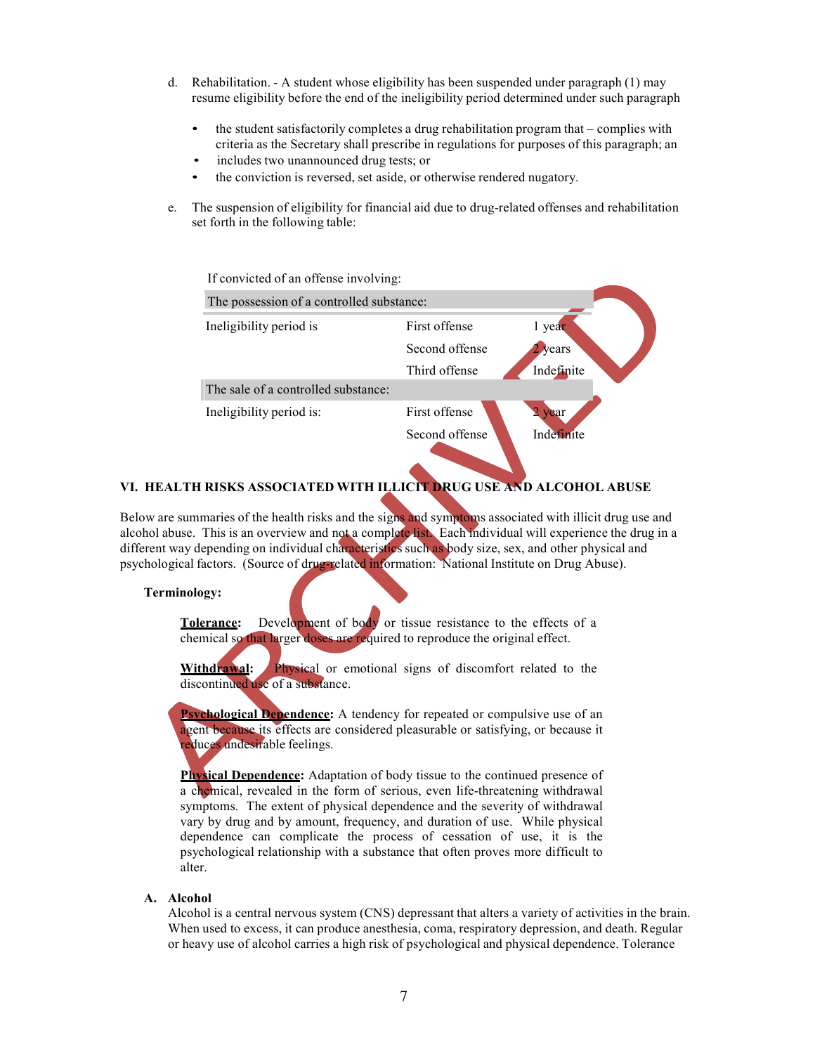d. Rehabilitation. - A student whose eligibility has been suspended under paragraph (1) may resume eligibility before the end of the ineligibility period determined under such paragraph

- the student satisfactorily completes a drug rehabilitation program that – complies with criteria as the Secretary shall prescribe in regulations for purposes of this paragraph; an
- includes two unannounced drug tests; or
- the conviction is reversed, set aside, or otherwise rendered nugatory.

e. The suspension of eligibility for financial aid due to drug-related offenses and rehabilitation set forth in the following table:

If convicted of an offense involving:

| The possession of a controlled substance: | | |
|---|---|---|
| Ineligibility period is | First offense | 1 year |
| | Second offense | 2 years |
| | Third offense | Indefinite |
| **The sale of a controlled substance:** | | |
| Ineligibility period is: | First offense | 2 year |
| | Second offense | Indefinite |

## VI. HEALTH RISKS ASSOCIATED WITH ILLICIT DRUG USE AND ALCOHOL ABUSE

Below are summaries of the health risks and the signs and symptoms associated with illicit drug use and alcohol abuse. This is an overview and not a complete list. Each individual will experience the drug in a different way depending on individual characteristics such as body size, sex, and other physical and psychological factors. (Source of drug-related information: National Institute on Drug Abuse).

**Terminology:**

**Tolerance:** Development of body or tissue resistance to the effects of a chemical so that larger doses are required to reproduce the original effect.

**Withdrawal:** Physical or emotional signs of discomfort related to the discontinued use of a substance.

**Psychological Dependence:** A tendency for repeated or compulsive use of an agent because its effects are considered pleasurable or satisfying, or because it reduces undesirable feelings.

**Physical Dependence:** Adaptation of body tissue to the continued presence of a chemical, revealed in the form of serious, even life-threatening withdrawal symptoms. The extent of physical dependence and the severity of withdrawal vary by drug and by amount, frequency, and duration of use. While physical dependence can complicate the process of cessation of use, it is the psychological relationship with a substance that often proves more difficult to alter.

### A. Alcohol

Alcohol is a central nervous system (CNS) depressant that alters a variety of activities in the brain. When used to excess, it can produce anesthesia, coma, respiratory depression, and death. Regular or heavy use of alcohol carries a high risk of psychological and physical dependence. Tolerance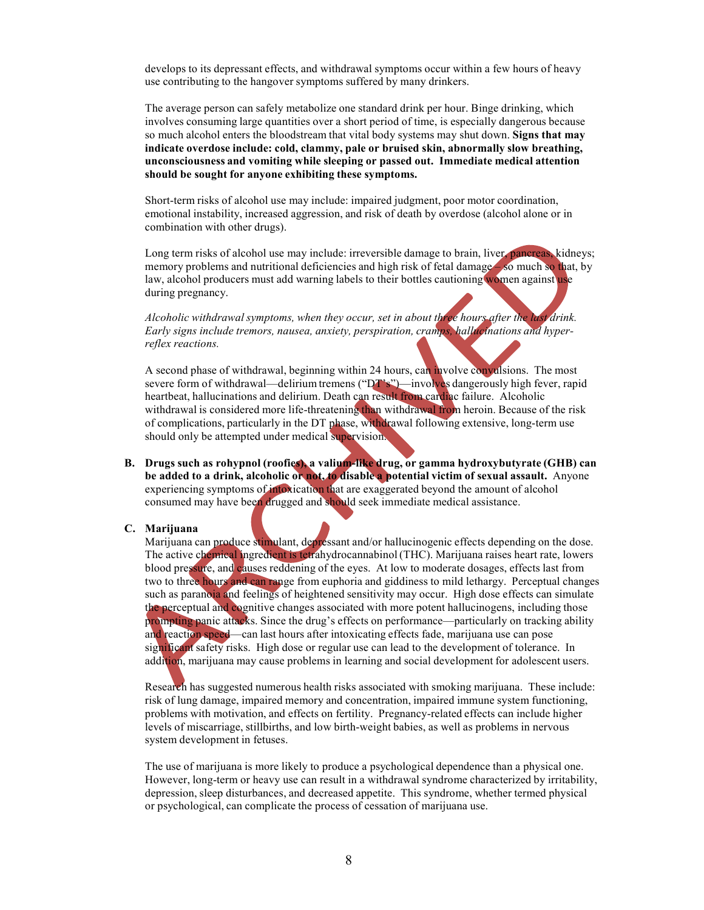develops to its depressant effects, and withdrawal symptoms occur within a few hours of heavy use contributing to the hangover symptoms suffered by many drinkers.

The average person can safely metabolize one standard drink per hour. Binge drinking, which involves consuming large quantities over a short period of time, is especially dangerous because so much alcohol enters the bloodstream that vital body systems may shut down. **Signs that may indicate overdose include: cold, clammy, pale or bruised skin, abnormally slow breathing, unconsciousness and vomiting while sleeping or passed out. Immediate medical attention should be sought for anyone exhibiting these symptoms.**

Short-term risks of alcohol use may include: impaired judgment, poor motor coordination, emotional instability, increased aggression, and risk of death by overdose (alcohol alone or in combination with other drugs).

Long term risks of alcohol use may include: irreversible damage to brain, liver, pancreas, kidneys; memory problems and nutritional deficiencies and high risk of fetal damage – so much so that, by law, alcohol producers must add warning labels to their bottles cautioning women against use during pregnancy.

*Alcoholic withdrawal symptoms, when they occur, set in about three hours after the last drink. Early signs include tremors, nausea, anxiety, perspiration, cramps, hallucinations and hyper-reflex reactions.*

A second phase of withdrawal, beginning within 24 hours, can involve convulsions. The most severe form of withdrawal—delirium tremens ("DT's")—involves dangerously high fever, rapid heartbeat, hallucinations and delirium. Death can result from cardiac failure. Alcoholic withdrawal is considered more life-threatening than withdrawal from heroin. Because of the risk of complications, particularly in the DT phase, withdrawal following extensive, long-term use should only be attempted under medical supervision.

**B. Drugs such as rohypnol (roofies), a valium-like drug, or gamma hydroxybutyrate (GHB) can be added to a drink, alcoholic or not, to disable a potential victim of sexual assault.** Anyone experiencing symptoms of intoxication that are exaggerated beyond the amount of alcohol consumed may have been drugged and should seek immediate medical assistance.

**C. Marijuana**

Marijuana can produce stimulant, depressant and/or hallucinogenic effects depending on the dose. The active chemical ingredient is tetrahydrocannabinol (THC). Marijuana raises heart rate, lowers blood pressure, and causes reddening of the eyes. At low to moderate dosages, effects last from two to three hours and can range from euphoria and giddiness to mild lethargy. Perceptual changes such as paranoia and feelings of heightened sensitivity may occur. High dose effects can simulate the perceptual and cognitive changes associated with more potent hallucinogens, including those prompting panic attacks. Since the drug's effects on performance—particularly on tracking ability and reaction speed—can last hours after intoxicating effects fade, marijuana use can pose significant safety risks. High dose or regular use can lead to the development of tolerance. In addition, marijuana may cause problems in learning and social development for adolescent users.

Research has suggested numerous health risks associated with smoking marijuana. These include: risk of lung damage, impaired memory and concentration, impaired immune system functioning, problems with motivation, and effects on fertility. Pregnancy-related effects can include higher levels of miscarriage, stillbirths, and low birth-weight babies, as well as problems in nervous system development in fetuses.

The use of marijuana is more likely to produce a psychological dependence than a physical one. However, long-term or heavy use can result in a withdrawal syndrome characterized by irritability, depression, sleep disturbances, and decreased appetite. This syndrome, whether termed physical or psychological, can complicate the process of cessation of marijuana use.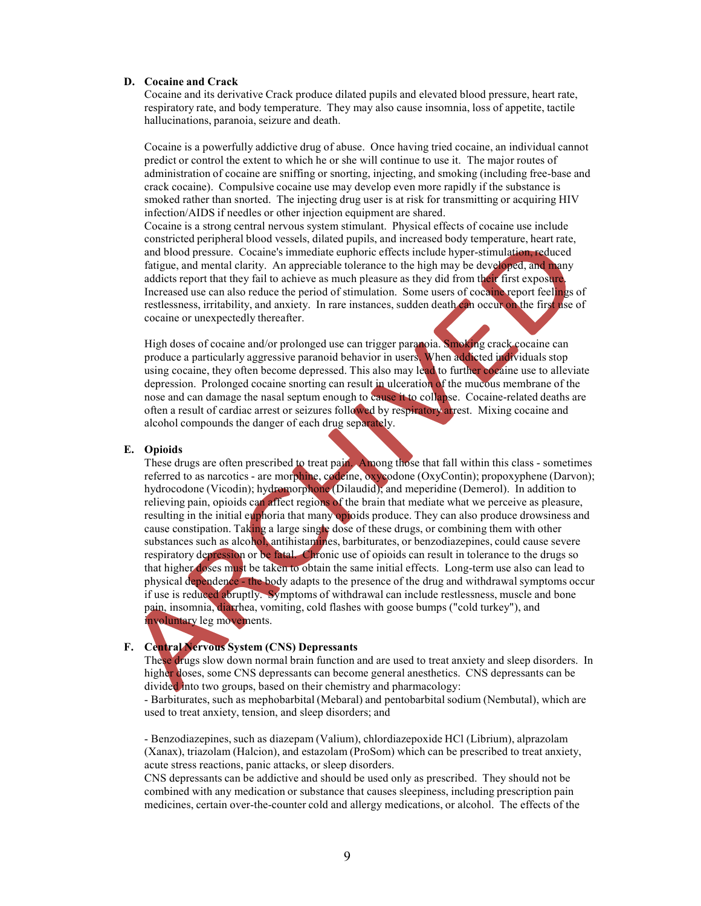**D. Cocaine and Crack**

Cocaine and its derivative Crack produce dilated pupils and elevated blood pressure, heart rate, respiratory rate, and body temperature. They may also cause insomnia, loss of appetite, tactile hallucinations, paranoia, seizure and death.

Cocaine is a powerfully addictive drug of abuse. Once having tried cocaine, an individual cannot predict or control the extent to which he or she will continue to use it. The major routes of administration of cocaine are sniffing or snorting, injecting, and smoking (including free-base and crack cocaine). Compulsive cocaine use may develop even more rapidly if the substance is smoked rather than snorted. The injecting drug user is at risk for transmitting or acquiring HIV infection/AIDS if needles or other injection equipment are shared.

Cocaine is a strong central nervous system stimulant. Physical effects of cocaine use include constricted peripheral blood vessels, dilated pupils, and increased body temperature, heart rate, and blood pressure. Cocaine's immediate euphoric effects include hyper-stimulation, reduced fatigue, and mental clarity. An appreciable tolerance to the high may be developed, and many addicts report that they fail to achieve as much pleasure as they did from their first exposure. Increased use can also reduce the period of stimulation. Some users of cocaine report feelings of restlessness, irritability, and anxiety. In rare instances, sudden death can occur on the first use of cocaine or unexpectedly thereafter.

High doses of cocaine and/or prolonged use can trigger paranoia. Smoking crack cocaine can produce a particularly aggressive paranoid behavior in users. When addicted individuals stop using cocaine, they often become depressed. This also may lead to further cocaine use to alleviate depression. Prolonged cocaine snorting can result in ulceration of the mucous membrane of the nose and can damage the nasal septum enough to cause it to collapse. Cocaine-related deaths are often a result of cardiac arrest or seizures followed by respiratory arrest. Mixing cocaine and alcohol compounds the danger of each drug separately.

**E. Opioids**

These drugs are often prescribed to treat pain. Among those that fall within this class - sometimes referred to as narcotics - are morphine, codeine, oxycodone (OxyContin); propoxyphene (Darvon); hydrocodone (Vicodin); hydromorphone (Dilaudid); and meperidine (Demerol). In addition to relieving pain, opioids can affect regions of the brain that mediate what we perceive as pleasure, resulting in the initial euphoria that many opioids produce. They can also produce drowsiness and cause constipation. Taking a large single dose of these drugs, or combining them with other substances such as alcohol, antihistamines, barbiturates, or benzodiazepines, could cause severe respiratory depression or be fatal. Chronic use of opioids can result in tolerance to the drugs so that higher doses must be taken to obtain the same initial effects. Long-term use also can lead to physical dependence - the body adapts to the presence of the drug and withdrawal symptoms occur if use is reduced abruptly. Symptoms of withdrawal can include restlessness, muscle and bone pain, insomnia, diarrhea, vomiting, cold flashes with goose bumps ("cold turkey"), and involuntary leg movements.

**F. Central Nervous System (CNS) Depressants**

These drugs slow down normal brain function and are used to treat anxiety and sleep disorders. In higher doses, some CNS depressants can become general anesthetics. CNS depressants can be divided into two groups, based on their chemistry and pharmacology:

- Barbiturates, such as mephobarbital (Mebaral) and pentobarbital sodium (Nembutal), which are used to treat anxiety, tension, and sleep disorders; and

- Benzodiazepines, such as diazepam (Valium), chlordiazepoxide HCl (Librium), alprazolam (Xanax), triazolam (Halcion), and estazolam (ProSom) which can be prescribed to treat anxiety, acute stress reactions, panic attacks, or sleep disorders.

CNS depressants can be addictive and should be used only as prescribed. They should not be combined with any medication or substance that causes sleepiness, including prescription pain medicines, certain over-the-counter cold and allergy medications, or alcohol. The effects of the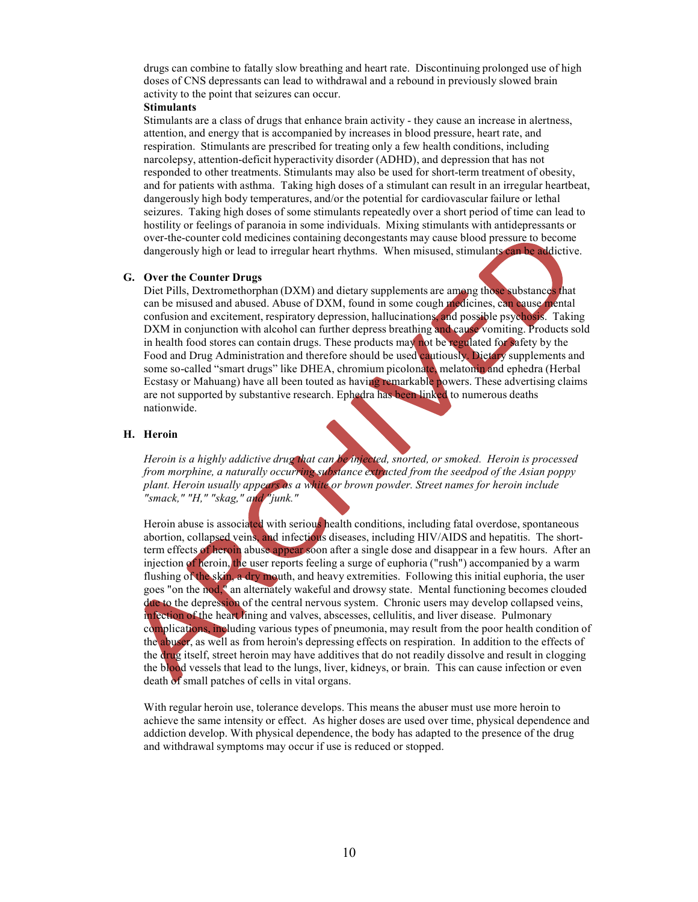drugs can combine to fatally slow breathing and heart rate. Discontinuing prolonged use of high doses of CNS depressants can lead to withdrawal and a rebound in previously slowed brain activity to the point that seizures can occur.

**Stimulants**

Stimulants are a class of drugs that enhance brain activity - they cause an increase in alertness, attention, and energy that is accompanied by increases in blood pressure, heart rate, and respiration. Stimulants are prescribed for treating only a few health conditions, including narcolepsy, attention-deficit hyperactivity disorder (ADHD), and depression that has not responded to other treatments. Stimulants may also be used for short-term treatment of obesity, and for patients with asthma. Taking high doses of a stimulant can result in an irregular heartbeat, dangerously high body temperatures, and/or the potential for cardiovascular failure or lethal seizures. Taking high doses of some stimulants repeatedly over a short period of time can lead to hostility or feelings of paranoia in some individuals. Mixing stimulants with antidepressants or over-the-counter cold medicines containing decongestants may cause blood pressure to become dangerously high or lead to irregular heart rhythms. When misused, stimulants can be addictive.

### G. Over the Counter Drugs

Diet Pills, Dextromethorphan (DXM) and dietary supplements are among those substances that can be misused and abused. Abuse of DXM, found in some cough medicines, can cause mental confusion and excitement, respiratory depression, hallucinations, and possible psychosis. Taking DXM in conjunction with alcohol can further depress breathing and cause vomiting. Products sold in health food stores can contain drugs. These products may not be regulated for safety by the Food and Drug Administration and therefore should be used cautiously. Dietary supplements and some so-called "smart drugs" like DHEA, chromium picolonate, melatonin and ephedra (Herbal Ecstasy or Mahuang) have all been touted as having remarkable powers. These advertising claims are not supported by substantive research. Ephedra has been linked to numerous deaths nationwide.

### H. Heroin

*Heroin is a highly addictive drug that can be injected, snorted, or smoked. Heroin is processed from morphine, a naturally occurring substance extracted from the seedpod of the Asian poppy plant. Heroin usually appears as a white or brown powder. Street names for heroin include "smack," "H," "skag," and "junk."*

Heroin abuse is associated with serious health conditions, including fatal overdose, spontaneous abortion, collapsed veins, and infectious diseases, including HIV/AIDS and hepatitis. The short-term effects of heroin abuse appear soon after a single dose and disappear in a few hours. After an injection of heroin, the user reports feeling a surge of euphoria ("rush") accompanied by a warm flushing of the skin, a dry mouth, and heavy extremities. Following this initial euphoria, the user goes "on the nod," an alternately wakeful and drowsy state. Mental functioning becomes clouded due to the depression of the central nervous system. Chronic users may develop collapsed veins, infection of the heart lining and valves, abscesses, cellulitis, and liver disease. Pulmonary complications, including various types of pneumonia, may result from the poor health condition of the abuser, as well as from heroin's depressing effects on respiration. In addition to the effects of the drug itself, street heroin may have additives that do not readily dissolve and result in clogging the blood vessels that lead to the lungs, liver, kidneys, or brain. This can cause infection or even death of small patches of cells in vital organs.

With regular heroin use, tolerance develops. This means the abuser must use more heroin to achieve the same intensity or effect. As higher doses are used over time, physical dependence and addiction develop. With physical dependence, the body has adapted to the presence of the drug and withdrawal symptoms may occur if use is reduced or stopped.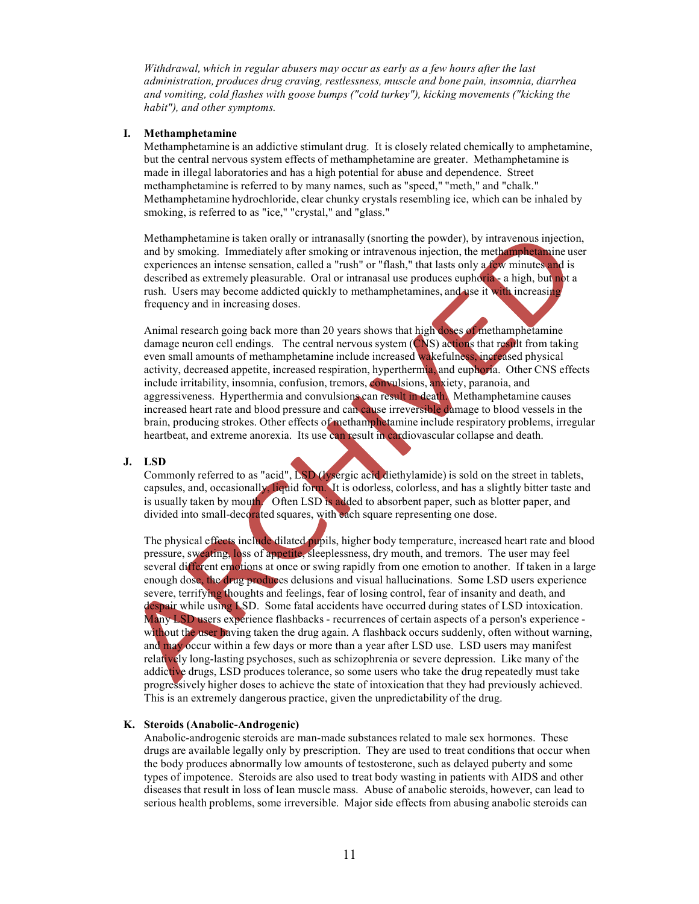*Withdrawal, which in regular abusers may occur as early as a few hours after the last administration, produces drug craving, restlessness, muscle and bone pain, insomnia, diarrhea and vomiting, cold flashes with goose bumps ("cold turkey"), kicking movements ("kicking the habit"), and other symptoms.*

**I. Methamphetamine**

Methamphetamine is an addictive stimulant drug. It is closely related chemically to amphetamine, but the central nervous system effects of methamphetamine are greater. Methamphetamine is made in illegal laboratories and has a high potential for abuse and dependence. Street methamphetamine is referred to by many names, such as "speed," "meth," and "chalk." Methamphetamine hydrochloride, clear chunky crystals resembling ice, which can be inhaled by smoking, is referred to as "ice," "crystal," and "glass."

Methamphetamine is taken orally or intranasally (snorting the powder), by intravenous injection, and by smoking. Immediately after smoking or intravenous injection, the methamphetamine user experiences an intense sensation, called a "rush" or "flash," that lasts only a few minutes and is described as extremely pleasurable. Oral or intranasal use produces euphoria - a high, but not a rush. Users may become addicted quickly to methamphetamines, and use it with increasing frequency and in increasing doses.

Animal research going back more than 20 years shows that high doses of methamphetamine damage neuron cell endings. The central nervous system (CNS) actions that result from taking even small amounts of methamphetamine include increased wakefulness, increased physical activity, decreased appetite, increased respiration, hyperthermia, and euphoria. Other CNS effects include irritability, insomnia, confusion, tremors, convulsions, anxiety, paranoia, and aggressiveness. Hyperthermia and convulsions can result in death. Methamphetamine causes increased heart rate and blood pressure and can cause irreversible damage to blood vessels in the brain, producing strokes. Other effects of methamphetamine include respiratory problems, irregular heartbeat, and extreme anorexia. Its use can result in cardiovascular collapse and death.

**J. LSD**

Commonly referred to as "acid", LSD (lysergic acid diethylamide) is sold on the street in tablets, capsules, and, occasionally, liquid form. It is odorless, colorless, and has a slightly bitter taste and is usually taken by mouth. Often LSD is added to absorbent paper, such as blotter paper, and divided into small-decorated squares, with each square representing one dose.

The physical effects include dilated pupils, higher body temperature, increased heart rate and blood pressure, sweating, loss of appetite, sleeplessness, dry mouth, and tremors. The user may feel several different emotions at once or swing rapidly from one emotion to another. If taken in a large enough dose, the drug produces delusions and visual hallucinations. Some LSD users experience severe, terrifying thoughts and feelings, fear of losing control, fear of insanity and death, and despair while using LSD. Some fatal accidents have occurred during states of LSD intoxication. Many LSD users experience flashbacks - recurrences of certain aspects of a person's experience - without the user having taken the drug again. A flashback occurs suddenly, often without warning, and may occur within a few days or more than a year after LSD use. LSD users may manifest relatively long-lasting psychoses, such as schizophrenia or severe depression. Like many of the addictive drugs, LSD produces tolerance, so some users who take the drug repeatedly must take progressively higher doses to achieve the state of intoxication that they had previously achieved. This is an extremely dangerous practice, given the unpredictability of the drug.

**K. Steroids (Anabolic-Androgenic)**

Anabolic-androgenic steroids are man-made substances related to male sex hormones. These drugs are available legally only by prescription. They are used to treat conditions that occur when the body produces abnormally low amounts of testosterone, such as delayed puberty and some types of impotence. Steroids are also used to treat body wasting in patients with AIDS and other diseases that result in loss of lean muscle mass. Abuse of anabolic steroids, however, can lead to serious health problems, some irreversible. Major side effects from abusing anabolic steroids can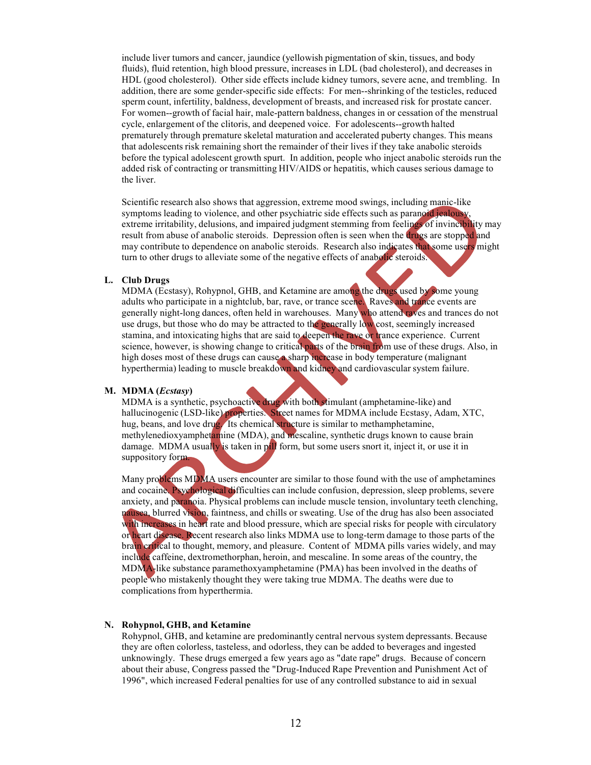include liver tumors and cancer, jaundice (yellowish pigmentation of skin, tissues, and body fluids), fluid retention, high blood pressure, increases in LDL (bad cholesterol), and decreases in HDL (good cholesterol). Other side effects include kidney tumors, severe acne, and trembling. In addition, there are some gender-specific side effects: For men--shrinking of the testicles, reduced sperm count, infertility, baldness, development of breasts, and increased risk for prostate cancer. For women--growth of facial hair, male-pattern baldness, changes in or cessation of the menstrual cycle, enlargement of the clitoris, and deepened voice. For adolescents--growth halted prematurely through premature skeletal maturation and accelerated puberty changes. This means that adolescents risk remaining short the remainder of their lives if they take anabolic steroids before the typical adolescent growth spurt. In addition, people who inject anabolic steroids run the added risk of contracting or transmitting HIV/AIDS or hepatitis, which causes serious damage to the liver.

Scientific research also shows that aggression, extreme mood swings, including manic-like symptoms leading to violence, and other psychiatric side effects such as paranoid jealousy, extreme irritability, delusions, and impaired judgment stemming from feelings of invincibility may result from abuse of anabolic steroids. Depression often is seen when the drugs are stopped and may contribute to dependence on anabolic steroids. Research also indicates that some users might turn to other drugs to alleviate some of the negative effects of anabolic steroids.

**L. Club Drugs**

MDMA (Ecstasy), Rohypnol, GHB, and Ketamine are among the drugs used by some young adults who participate in a nightclub, bar, rave, or trance scene. Raves and trance events are generally night-long dances, often held in warehouses. Many who attend raves and trances do not use drugs, but those who do may be attracted to the generally low cost, seemingly increased stamina, and intoxicating highs that are said to deepen the rave or trance experience. Current science, however, is showing change to critical parts of the brain from use of these drugs. Also, in high doses most of these drugs can cause a sharp increase in body temperature (malignant hyperthermia) leading to muscle breakdown and kidney and cardiovascular system failure.

**M. MDMA (*Ecstasy*)**

MDMA is a synthetic, psychoactive drug with both stimulant (amphetamine-like) and hallucinogenic (LSD-like) properties. Street names for MDMA include Ecstasy, Adam, XTC, hug, beans, and love drug. Its chemical structure is similar to methamphetamine, methylenedioxyamphetamine (MDA), and mescaline, synthetic drugs known to cause brain damage. MDMA usually is taken in pill form, but some users snort it, inject it, or use it in suppository form.

Many problems MDMA users encounter are similar to those found with the use of amphetamines and cocaine. Psychological difficulties can include confusion, depression, sleep problems, severe anxiety, and paranoia. Physical problems can include muscle tension, involuntary teeth clenching, nausea, blurred vision, faintness, and chills or sweating. Use of the drug has also been associated with increases in heart rate and blood pressure, which are special risks for people with circulatory or heart disease. Recent research also links MDMA use to long-term damage to those parts of the brain critical to thought, memory, and pleasure. Content of MDMA pills varies widely, and may include caffeine, dextromethorphan, heroin, and mescaline. In some areas of the country, the MDMA-like substance paramethoxyamphetamine (PMA) has been involved in the deaths of people who mistakenly thought they were taking true MDMA. The deaths were due to complications from hyperthermia.

**N. Rohypnol, GHB, and Ketamine**

Rohypnol, GHB, and ketamine are predominantly central nervous system depressants. Because they are often colorless, tasteless, and odorless, they can be added to beverages and ingested unknowingly. These drugs emerged a few years ago as "date rape" drugs. Because of concern about their abuse, Congress passed the "Drug-Induced Rape Prevention and Punishment Act of 1996", which increased Federal penalties for use of any controlled substance to aid in sexual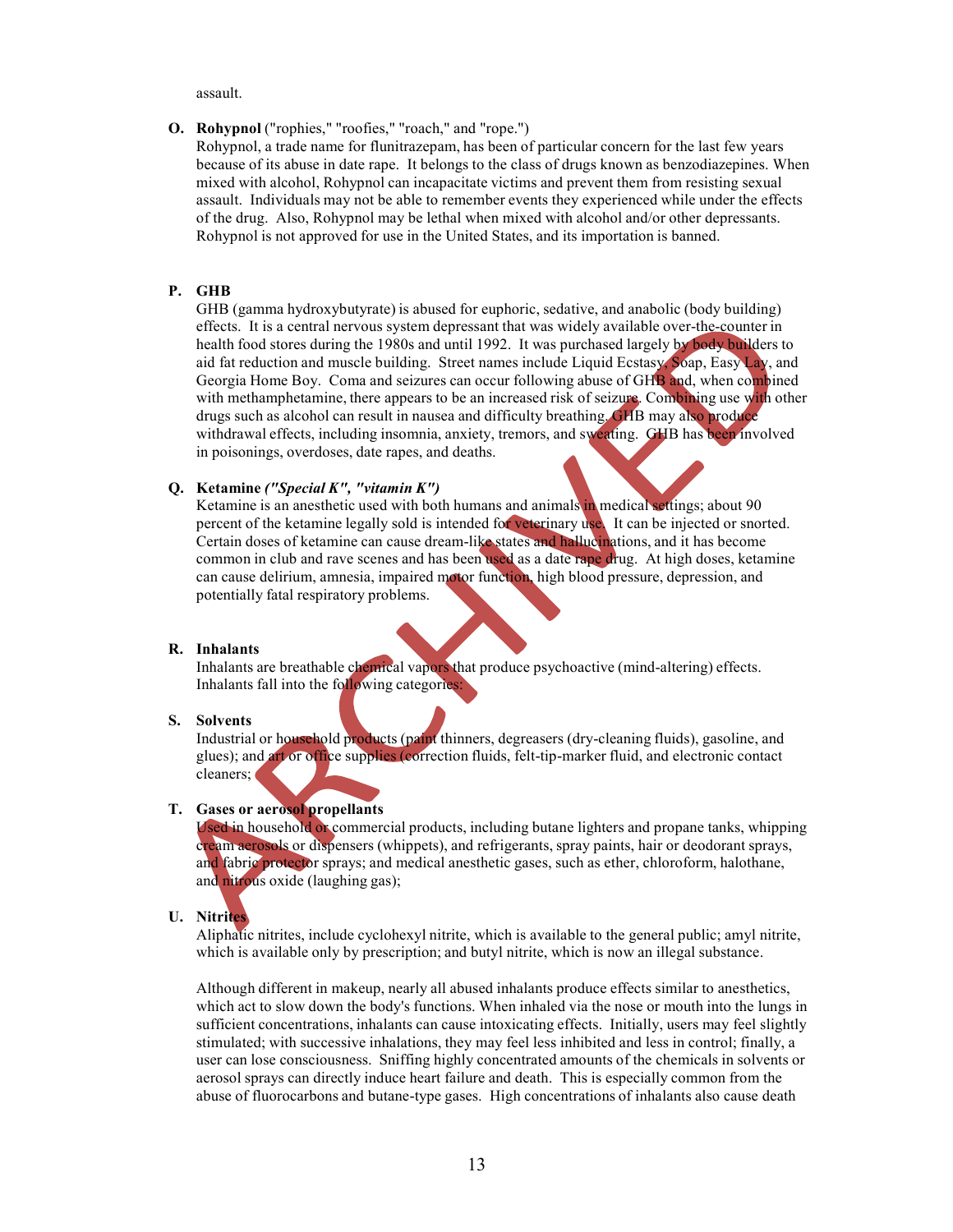assault.

**O. Rohypnol** ("rophies," "roofies," "roach," and "rope.")

Rohypnol, a trade name for flunitrazepam, has been of particular concern for the last few years because of its abuse in date rape. It belongs to the class of drugs known as benzodiazepines. When mixed with alcohol, Rohypnol can incapacitate victims and prevent them from resisting sexual assault. Individuals may not be able to remember events they experienced while under the effects of the drug. Also, Rohypnol may be lethal when mixed with alcohol and/or other depressants. Rohypnol is not approved for use in the United States, and its importation is banned.

**P. GHB**

GHB (gamma hydroxybutyrate) is abused for euphoric, sedative, and anabolic (body building) effects. It is a central nervous system depressant that was widely available over-the-counter in health food stores during the 1980s and until 1992. It was purchased largely by body builders to aid fat reduction and muscle building. Street names include Liquid Ecstasy, Soap, Easy Lay, and Georgia Home Boy. Coma and seizures can occur following abuse of GHB and, when combined with methamphetamine, there appears to be an increased risk of seizure. Combining use with other drugs such as alcohol can result in nausea and difficulty breathing. GHB may also produce withdrawal effects, including insomnia, anxiety, tremors, and sweating. GHB has been involved in poisonings, overdoses, date rapes, and deaths.

**Q. Ketamine** ***("Special K", "vitamin K")***

Ketamine is an anesthetic used with both humans and animals in medical settings; about 90 percent of the ketamine legally sold is intended for veterinary use. It can be injected or snorted. Certain doses of ketamine can cause dream-like states and hallucinations, and it has become common in club and rave scenes and has been used as a date rape drug. At high doses, ketamine can cause delirium, amnesia, impaired motor function, high blood pressure, depression, and potentially fatal respiratory problems.

**R. Inhalants**

Inhalants are breathable chemical vapors that produce psychoactive (mind-altering) effects. Inhalants fall into the following categories:

**S. Solvents**

Industrial or household products (paint thinners, degreasers (dry-cleaning fluids), gasoline, and glues); and art or office supplies (correction fluids, felt-tip-marker fluid, and electronic contact cleaners;

**T. Gases or aerosol propellants**

Used in household or commercial products, including butane lighters and propane tanks, whipping cream aerosols or dispensers (whippets), and refrigerants, spray paints, hair or deodorant sprays, and fabric protector sprays; and medical anesthetic gases, such as ether, chloroform, halothane, and nitrous oxide (laughing gas);

**U. Nitrites**

Aliphatic nitrites, include cyclohexyl nitrite, which is available to the general public; amyl nitrite, which is available only by prescription; and butyl nitrite, which is now an illegal substance.

Although different in makeup, nearly all abused inhalants produce effects similar to anesthetics, which act to slow down the body's functions. When inhaled via the nose or mouth into the lungs in sufficient concentrations, inhalants can cause intoxicating effects. Initially, users may feel slightly stimulated; with successive inhalations, they may feel less inhibited and less in control; finally, a user can lose consciousness. Sniffing highly concentrated amounts of the chemicals in solvents or aerosol sprays can directly induce heart failure and death. This is especially common from the abuse of fluorocarbons and butane-type gases. High concentrations of inhalants also cause death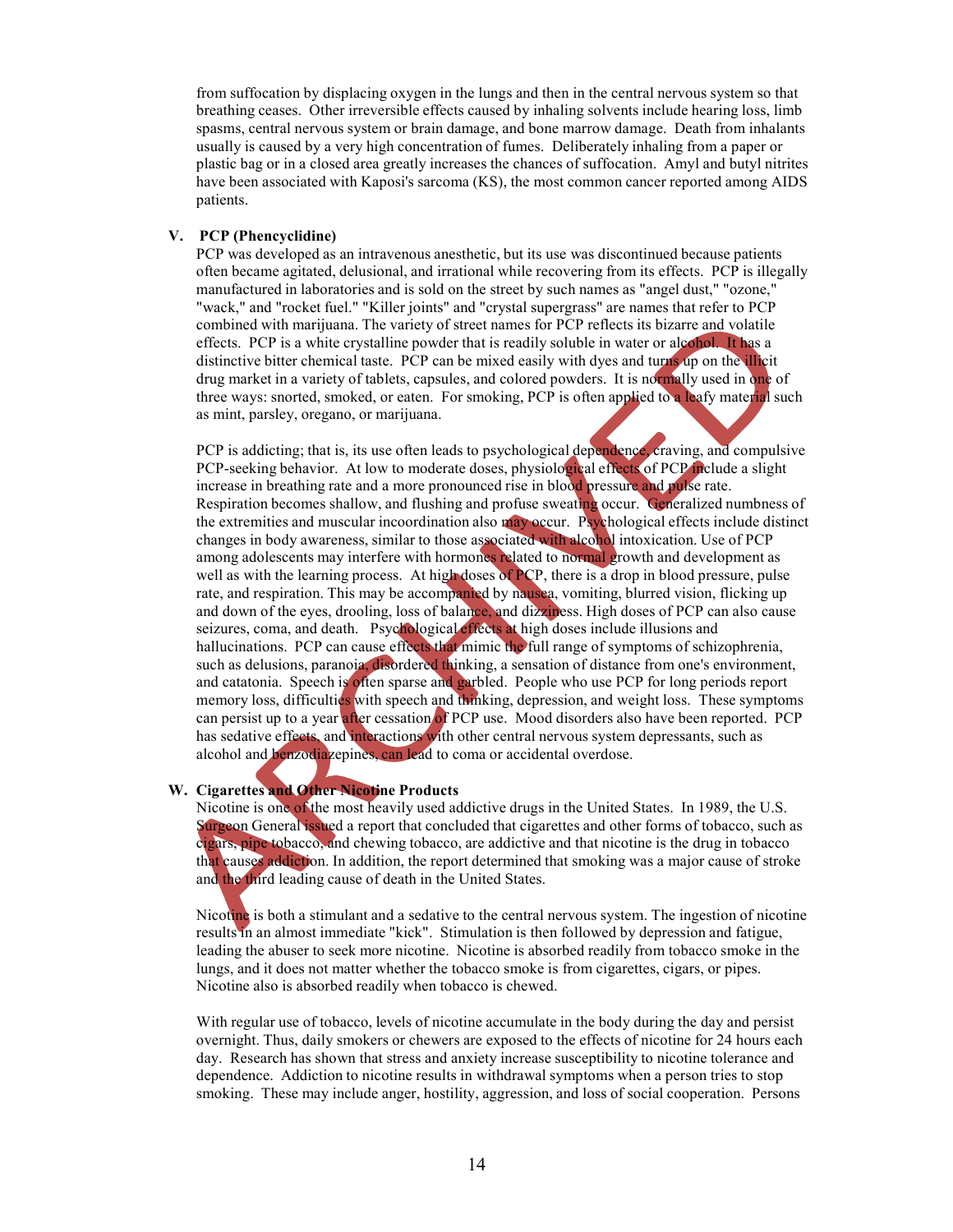from suffocation by displacing oxygen in the lungs and then in the central nervous system so that breathing ceases. Other irreversible effects caused by inhaling solvents include hearing loss, limb spasms, central nervous system or brain damage, and bone marrow damage. Death from inhalants usually is caused by a very high concentration of fumes. Deliberately inhaling from a paper or plastic bag or in a closed area greatly increases the chances of suffocation. Amyl and butyl nitrites have been associated with Kaposi's sarcoma (KS), the most common cancer reported among AIDS patients.

**V. PCP (Phencyclidine)**

PCP was developed as an intravenous anesthetic, but its use was discontinued because patients often became agitated, delusional, and irrational while recovering from its effects. PCP is illegally manufactured in laboratories and is sold on the street by such names as "angel dust," "ozone," "wack," and "rocket fuel." "Killer joints" and "crystal supergrass" are names that refer to PCP combined with marijuana. The variety of street names for PCP reflects its bizarre and volatile effects. PCP is a white crystalline powder that is readily soluble in water or alcohol. It has a distinctive bitter chemical taste. PCP can be mixed easily with dyes and turns up on the illicit drug market in a variety of tablets, capsules, and colored powders. It is normally used in one of three ways: snorted, smoked, or eaten. For smoking, PCP is often applied to a leafy material such as mint, parsley, oregano, or marijuana.

PCP is addicting; that is, its use often leads to psychological dependence, craving, and compulsive PCP-seeking behavior. At low to moderate doses, physiological effects of PCP include a slight increase in breathing rate and a more pronounced rise in blood pressure and pulse rate. Respiration becomes shallow, and flushing and profuse sweating occur. Generalized numbness of the extremities and muscular incoordination also may occur. Psychological effects include distinct changes in body awareness, similar to those associated with alcohol intoxication. Use of PCP among adolescents may interfere with hormones related to normal growth and development as well as with the learning process. At high doses of PCP, there is a drop in blood pressure, pulse rate, and respiration. This may be accompanied by nausea, vomiting, blurred vision, flicking up and down of the eyes, drooling, loss of balance, and dizziness. High doses of PCP can also cause seizures, coma, and death. Psychological effects at high doses include illusions and hallucinations. PCP can cause effects that mimic the full range of symptoms of schizophrenia, such as delusions, paranoia, disordered thinking, a sensation of distance from one's environment, and catatonia. Speech is often sparse and garbled. People who use PCP for long periods report memory loss, difficulties with speech and thinking, depression, and weight loss. These symptoms can persist up to a year after cessation of PCP use. Mood disorders also have been reported. PCP has sedative effects, and interactions with other central nervous system depressants, such as alcohol and benzodiazepines, can lead to coma or accidental overdose.

**W. Cigarettes and Other Nicotine Products**

Nicotine is one of the most heavily used addictive drugs in the United States. In 1989, the U.S. Surgeon General issued a report that concluded that cigarettes and other forms of tobacco, such as cigars, pipe tobacco, and chewing tobacco, are addictive and that nicotine is the drug in tobacco that causes addiction. In addition, the report determined that smoking was a major cause of stroke and the third leading cause of death in the United States.

Nicotine is both a stimulant and a sedative to the central nervous system. The ingestion of nicotine results in an almost immediate "kick". Stimulation is then followed by depression and fatigue, leading the abuser to seek more nicotine. Nicotine is absorbed readily from tobacco smoke in the lungs, and it does not matter whether the tobacco smoke is from cigarettes, cigars, or pipes. Nicotine also is absorbed readily when tobacco is chewed.

With regular use of tobacco, levels of nicotine accumulate in the body during the day and persist overnight. Thus, daily smokers or chewers are exposed to the effects of nicotine for 24 hours each day. Research has shown that stress and anxiety increase susceptibility to nicotine tolerance and dependence. Addiction to nicotine results in withdrawal symptoms when a person tries to stop smoking. These may include anger, hostility, aggression, and loss of social cooperation. Persons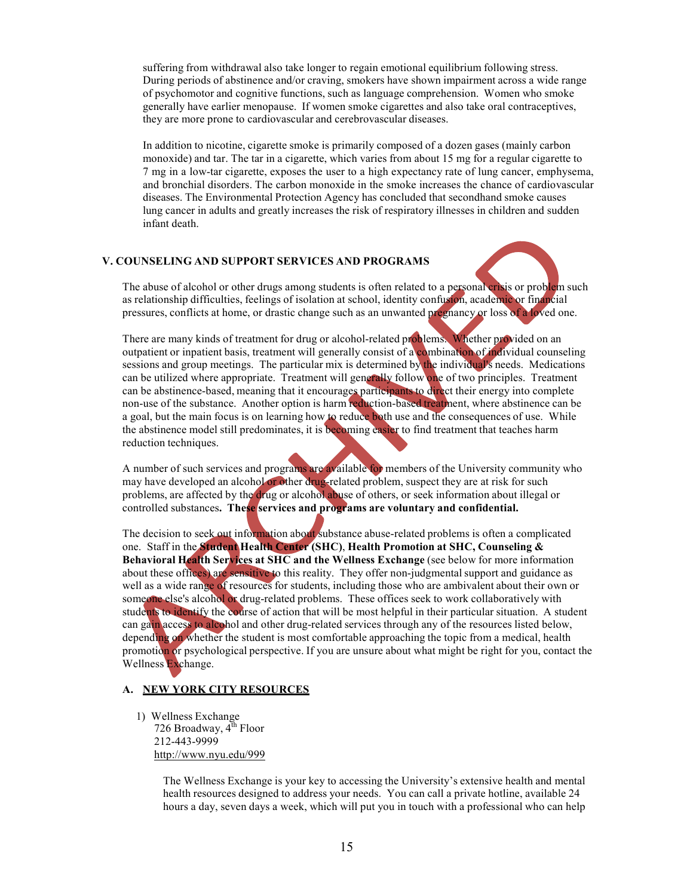suffering from withdrawal also take longer to regain emotional equilibrium following stress. During periods of abstinence and/or craving, smokers have shown impairment across a wide range of psychomotor and cognitive functions, such as language comprehension. Women who smoke generally have earlier menopause. If women smoke cigarettes and also take oral contraceptives, they are more prone to cardiovascular and cerebrovascular diseases.

In addition to nicotine, cigarette smoke is primarily composed of a dozen gases (mainly carbon monoxide) and tar. The tar in a cigarette, which varies from about 15 mg for a regular cigarette to 7 mg in a low-tar cigarette, exposes the user to a high expectancy rate of lung cancer, emphysema, and bronchial disorders. The carbon monoxide in the smoke increases the chance of cardiovascular diseases. The Environmental Protection Agency has concluded that secondhand smoke causes lung cancer in adults and greatly increases the risk of respiratory illnesses in children and sudden infant death.

## V. COUNSELING AND SUPPORT SERVICES AND PROGRAMS

The abuse of alcohol or other drugs among students is often related to a personal crisis or problem such as relationship difficulties, feelings of isolation at school, identity confusion, academic or financial pressures, conflicts at home, or drastic change such as an unwanted pregnancy or loss of a loved one.

There are many kinds of treatment for drug or alcohol-related problems. Whether provided on an outpatient or inpatient basis, treatment will generally consist of a combination of individual counseling sessions and group meetings. The particular mix is determined by the individual's needs. Medications can be utilized where appropriate. Treatment will generally follow one of two principles. Treatment can be abstinence-based, meaning that it encourages participants to direct their energy into complete non-use of the substance. Another option is harm reduction-based treatment, where abstinence can be a goal, but the main focus is on learning how to reduce both use and the consequences of use. While the abstinence model still predominates, it is becoming easier to find treatment that teaches harm reduction techniques.

A number of such services and programs are available for members of the University community who may have developed an alcohol or other drug-related problem, suspect they are at risk for such problems, are affected by the drug or alcohol abuse of others, or seek information about illegal or controlled substances**. These services and programs are voluntary and confidential.**

The decision to seek out information about substance abuse-related problems is often a complicated one. Staff in the **Student Health Center (SHC)**, **Health Promotion at SHC, Counseling & Behavioral Health Services at SHC and the Wellness Exchange** (see below for more information about these offices) are sensitive to this reality. They offer non-judgmental support and guidance as well as a wide range of resources for students, including those who are ambivalent about their own or someone else's alcohol or drug-related problems. These offices seek to work collaboratively with students to identify the course of action that will be most helpful in their particular situation. A student can gain access to alcohol and other drug-related services through any of the resources listed below, depending on whether the student is most comfortable approaching the topic from a medical, health promotion or psychological perspective. If you are unsure about what might be right for you, contact the Wellness Exchange.

### A. NEW YORK CITY RESOURCES

1) Wellness Exchange
   726 Broadway, 4th Floor
   212-443-9999
   http://www.nyu.edu/999

   The Wellness Exchange is your key to accessing the University's extensive health and mental health resources designed to address your needs. You can call a private hotline, available 24 hours a day, seven days a week, which will put you in touch with a professional who can help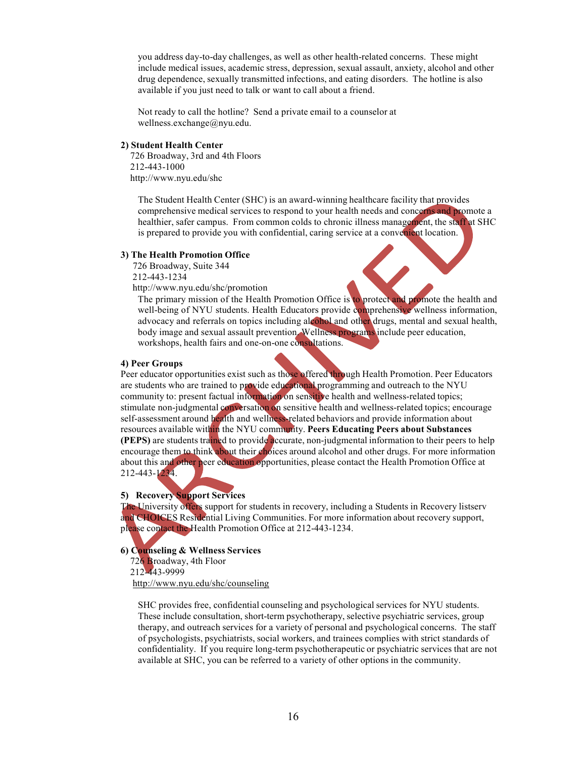you address day-to-day challenges, as well as other health-related concerns. These might include medical issues, academic stress, depression, sexual assault, anxiety, alcohol and other drug dependence, sexually transmitted infections, and eating disorders. The hotline is also available if you just need to talk or want to call about a friend.

Not ready to call the hotline? Send a private email to a counselor at wellness.exchange@nyu.edu.

**2) Student Health Center**
726 Broadway, 3rd and 4th Floors
212-443-1000
http://www.nyu.edu/shc

The Student Health Center (SHC) is an award-winning healthcare facility that provides comprehensive medical services to respond to your health needs and concerns and promote a healthier, safer campus. From common colds to chronic illness management, the staff at SHC is prepared to provide you with confidential, caring service at a convenient location.

**3) The Health Promotion Office**
726 Broadway, Suite 344
212-443-1234
http://www.nyu.edu/shc/promotion

The primary mission of the Health Promotion Office is to protect and promote the health and well-being of NYU students. Health Educators provide comprehensive wellness information, advocacy and referrals on topics including alcohol and other drugs, mental and sexual health, body image and sexual assault prevention. Wellness programs include peer education, workshops, health fairs and one-on-one consultations.

**4) Peer Groups**
Peer educator opportunities exist such as those offered through Health Promotion. Peer Educators are students who are trained to provide educational programming and outreach to the NYU community to: present factual information on sensitive health and wellness-related topics; stimulate non-judgmental conversation on sensitive health and wellness-related topics; encourage self-assessment around health and wellness-related behaviors and provide information about resources available within the NYU community. **Peers Educating Peers about Substances (PEPS)** are students trained to provide accurate, non-judgmental information to their peers to help encourage them to think about their choices around alcohol and other drugs. For more information about this and other peer education opportunities, please contact the Health Promotion Office at 212-443-1234.

**5) Recovery Support Services**
The University offers support for students in recovery, including a Students in Recovery listserv and CHOICES Residential Living Communities. For more information about recovery support, please contact the Health Promotion Office at 212-443-1234.

**6) Counseling & Wellness Services**
726 Broadway, 4th Floor
212-443-9999
http://www.nyu.edu/shc/counseling

SHC provides free, confidential counseling and psychological services for NYU students. These include consultation, short-term psychotherapy, selective psychiatric services, group therapy, and outreach services for a variety of personal and psychological concerns. The staff of psychologists, psychiatrists, social workers, and trainees complies with strict standards of confidentiality. If you require long-term psychotherapeutic or psychiatric services that are not available at SHC, you can be referred to a variety of other options in the community.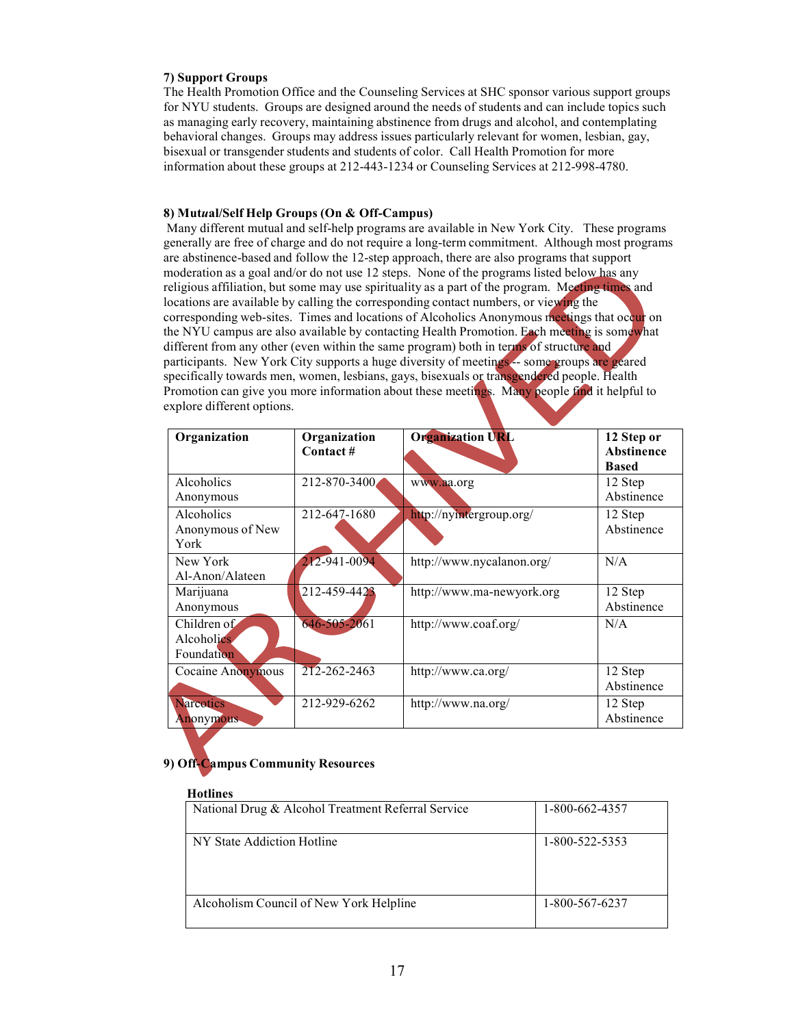**7) Support Groups**

The Health Promotion Office and the Counseling Services at SHC sponsor various support groups for NYU students. Groups are designed around the needs of students and can include topics such as managing early recovery, maintaining abstinence from drugs and alcohol, and contemplating behavioral changes. Groups may address issues particularly relevant for women, lesbian, gay, bisexual or transgender students and students of color. Call Health Promotion for more information about these groups at 212-443-1234 or Counseling Services at 212-998-4780.

**8) Mut*u*al/Self Help Groups (On & Off-Campus)**

Many different mutual and self-help programs are available in New York City. These programs generally are free of charge and do not require a long-term commitment. Although most programs are abstinence-based and follow the 12-step approach, there are also programs that support moderation as a goal and/or do not use 12 steps. None of the programs listed below has any religious affiliation, but some may use spirituality as a part of the program. Meeting times and locations are available by calling the corresponding contact numbers, or viewing the corresponding web-sites. Times and locations of Alcoholics Anonymous meetings that occur on the NYU campus are also available by contacting Health Promotion. Each meeting is somewhat different from any other (even within the same program) both in terms of structure and participants. New York City supports a huge diversity of meetings -- some groups are geared specifically towards men, women, lesbians, gays, bisexuals or transgendered people. Health Promotion can give you more information about these meetings. Many people find it helpful to explore different options.

| Organization | Organization Contact # | Organization URL | 12 Step or Abstinence Based |
|---|---|---|---|
| Alcoholics Anonymous | 212-870-3400 | www.aa.org | 12 Step Abstinence |
| Alcoholics Anonymous of New York | 212-647-1680 | http://nyintergroup.org/ | 12 Step Abstinence |
| New York Al-Anon/Alateen | 212-941-0094 | http://www.nycalanon.org/ | N/A |
| Marijuana Anonymous | 212-459-4423 | http://www.ma-newyork.org | 12 Step Abstinence |
| Children of Alcoholics Foundation | 646-505-2061 | http://www.coaf.org/ | N/A |
| Cocaine Anonymous | 212-262-2463 | http://www.ca.org/ | 12 Step Abstinence |
| Narcotics Anonymous | 212-929-6262 | http://www.na.org/ | 12 Step Abstinence |

**9) Off-Campus Community Resources**

**Hotlines**

| | |
|---|---|
| National Drug & Alcohol Treatment Referral Service | 1-800-662-4357 |
| NY State Addiction Hotline | 1-800-522-5353 |
| Alcoholism Council of New York Helpline | 1-800-567-6237 |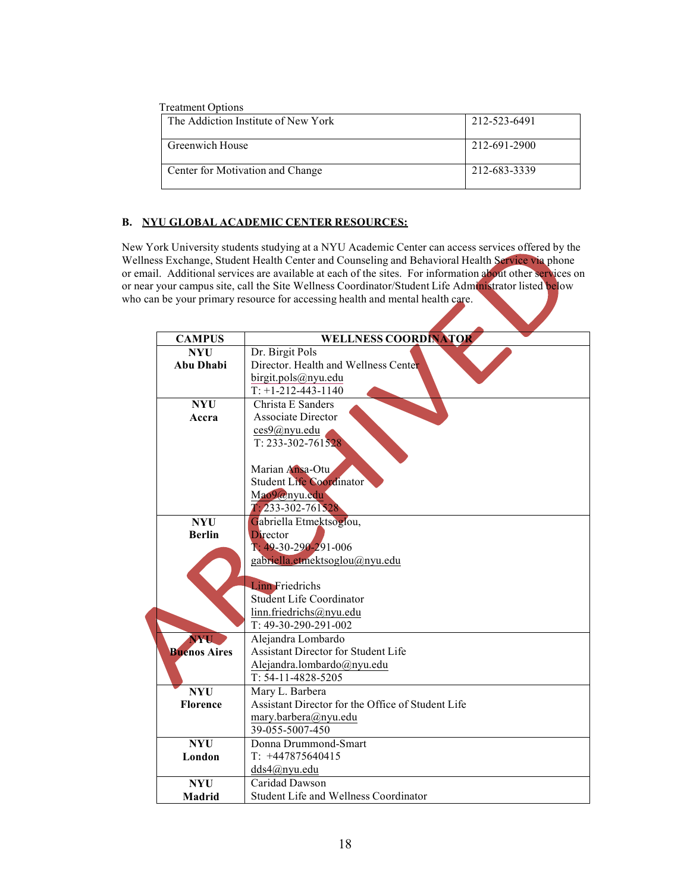Treatment Options

| The Addiction Institute of New York | 212-523-6491 |
|---|---|
| Greenwich House | 212-691-2900 |
| Center for Motivation and Change | 212-683-3339 |

## B. NYU GLOBAL ACADEMIC CENTER RESOURCES:

New York University students studying at a NYU Academic Center can access services offered by the Wellness Exchange, Student Health Center and Counseling and Behavioral Health Service via phone or email. Additional services are available at each of the sites. For information about other services on or near your campus site, call the Site Wellness Coordinator/Student Life Administrator listed below who can be your primary resource for accessing health and mental health care.

| CAMPUS | WELLNESS COORDINATOR |
|---|---|
| **NYU Abu Dhabi** | Dr. Birgit Pols<br>Director. Health and Wellness Center<br>birgit.pols@nyu.edu<br>T: +1-212-443-1140 |
| **NYU Accra** | Christa E Sanders<br>Associate Director<br>ces9@nyu.edu<br>T: 233-302-761528<br><br>Marian Ansa-Otu<br>Student Life Coordinator<br>Mao9@nyu.edu<br>T: 233-302-761528 |
| **NYU Berlin** | Gabriella Etmektsoglou,<br>Director<br>T: 49-30-290-291-006<br>gabriella.etmektsoglou@nyu.edu<br><br>Linn Friedrichs<br>Student Life Coordinator<br>linn.friedrichs@nyu.edu<br>T: 49-30-290-291-002 |
| **NYU Buenos Aires** | Alejandra Lombardo<br>Assistant Director for Student Life<br>Alejandra.lombardo@nyu.edu<br>T: 54-11-4828-5205 |
| **NYU Florence** | Mary L. Barbera<br>Assistant Director for the Office of Student Life<br>mary.barbera@nyu.edu<br>39-055-5007-450 |
| **NYU London** | Donna Drummond-Smart<br>T: +447875640415<br>dds4@nyu.edu |
| **NYU Madrid** | Caridad Dawson<br>Student Life and Wellness Coordinator |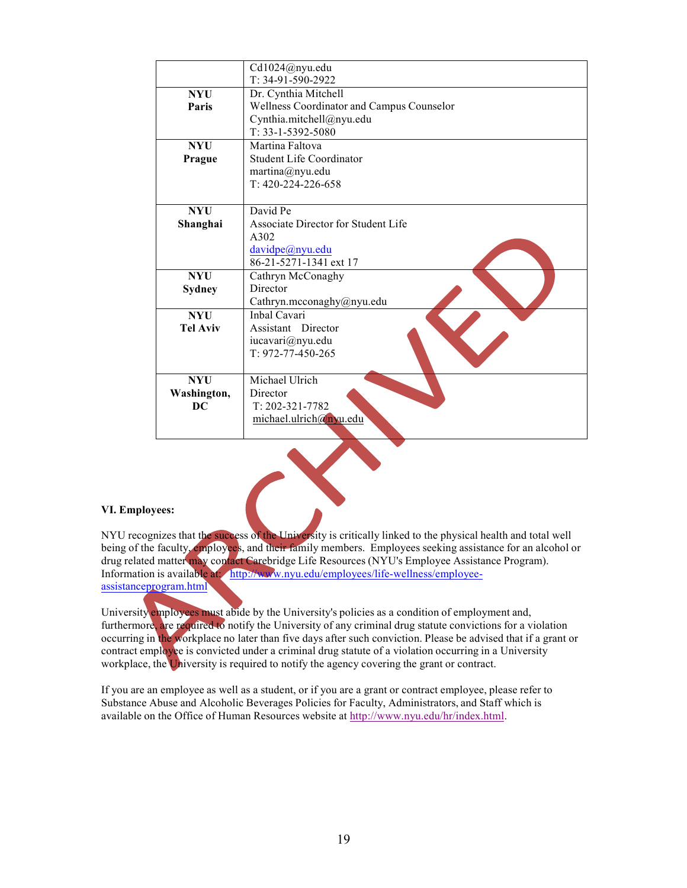| | |
|---|---|
| | Cd1024@nyu.edu<br>T: 34-91-590-2922 |
| **NYU Paris** | Dr. Cynthia Mitchell<br>Wellness Coordinator and Campus Counselor<br>Cynthia.mitchell@nyu.edu<br>T: 33-1-5392-5080 |
| **NYU Prague** | Martina Faltova<br>Student Life Coordinator<br>martina@nyu.edu<br>T: 420-224-226-658 |
| **NYU Shanghai** | David Pe<br>Associate Director for Student Life<br>A302<br>davidpe@nyu.edu<br>86-21-5271-1341 ext 17 |
| **NYU Sydney** | Cathryn McConaghy<br>Director<br>Cathryn.mcconaghy@nyu.edu |
| **NYU Tel Aviv** | Inbal Cavari<br>Assistant Director<br>iucavari@nyu.edu<br>T: 972-77-450-265 |
| **NYU Washington, DC** | Michael Ulrich<br>Director<br>T: 202-321-7782<br>michael.ulrich@nyu.edu |

**VI. Employees:**

NYU recognizes that the success of the University is critically linked to the physical health and total well being of the faculty, employees, and their family members. Employees seeking assistance for an alcohol or drug related matter may contact Carebridge Life Resources (NYU's Employee Assistance Program). Information is available at: http://www.nyu.edu/employees/life-wellness/employee-assistanceprogram.html

University employees must abide by the University's policies as a condition of employment and, furthermore, are required to notify the University of any criminal drug statute convictions for a violation occurring in the workplace no later than five days after such conviction. Please be advised that if a grant or contract employee is convicted under a criminal drug statute of a violation occurring in a University workplace, the University is required to notify the agency covering the grant or contract.

If you are an employee as well as a student, or if you are a grant or contract employee, please refer to Substance Abuse and Alcoholic Beverages Policies for Faculty, Administrators, and Staff which is available on the Office of Human Resources website at http://www.nyu.edu/hr/index.html.